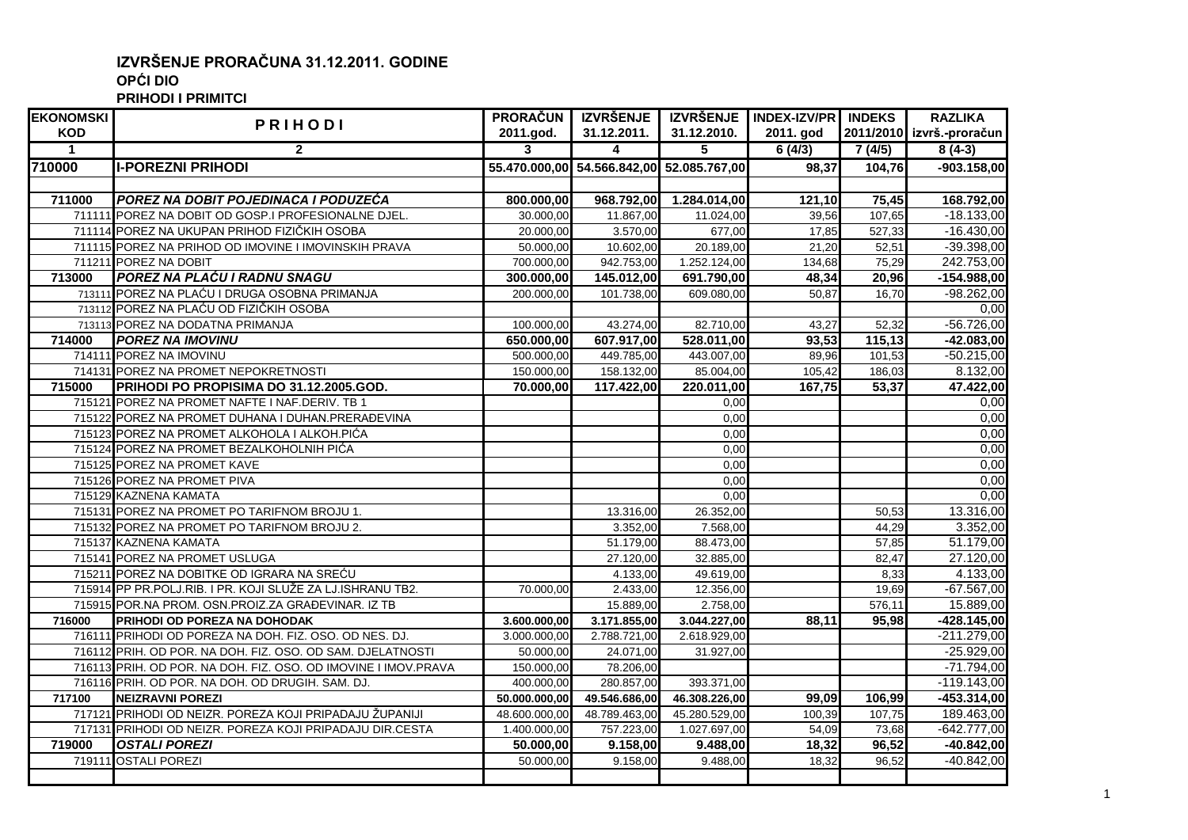# IZVRŠENJE PRORAČUNA 31.12.2011. GODINE

## OPĆI DIO

### PRIHODI I PRIMITCI

| EKONOMSKI KOD | PRIHODI | PRORAČUN 2011.god. | IZVRŠENJE 31.12.2011. | IZVRŠENJE 31.12.2010. | INDEX-IZV/PR 2011. god | INDEKS 2011/2010 | RAZLIKA izvrš.-proračun |
|---|---|---|---|---|---|---|---|
| 1 | 2 | 3 | 4 | 5 | 6 (4/3) | 7 (4/5) | 8 (4-3) |
| **710000** | **I-POREZNI PRIHODI** | **55.470.000,00** | **54.566.842,00** | **52.085.767,00** | **98,37** | **104,76** | **-903.158,00** |
| | | | | | | | |
| **711000** | ***POREZ NA DOBIT POJEDINACA I PODUZEĆA*** | **800.000,00** | **968.792,00** | **1.284.014,00** | **121,10** | **75,45** | **168.792,00** |
| 711111 | POREZ NA DOBIT OD GOSP.I PROFESIONALNE DJEL. | 30.000,00 | 11.867,00 | 11.024,00 | 39,56 | 107,65 | -18.133,00 |
| 711114 | POREZ NA UKUPAN PRIHOD FIZIČKIH OSOBA | 20.000,00 | 3.570,00 | 677,00 | 17,85 | 527,33 | -16.430,00 |
| 711115 | POREZ NA PRIHOD OD IMOVINE I IMOVINSKIH PRAVA | 50.000,00 | 10.602,00 | 20.189,00 | 21,20 | 52,51 | -39.398,00 |
| 711211 | POREZ NA DOBIT | 700.000,00 | 942.753,00 | 1.252.124,00 | 134,68 | 75,29 | 242.753,00 |
| **713000** | ***POREZ NA PLAĆU I RADNU SNAGU*** | **300.000,00** | **145.012,00** | **691.790,00** | **48,34** | **20,96** | **-154.988,00** |
| 713111 | POREZ NA PLAĆU I DRUGA OSOBNA PRIMANJA | 200.000,00 | 101.738,00 | 609.080,00 | 50,87 | 16,70 | -98.262,00 |
| 713112 | POREZ NA PLAĆU OD FIZIČKIH OSOBA | | | | | | 0,00 |
| 713113 | POREZ NA DODATNA PRIMANJA | 100.000,00 | 43.274,00 | 82.710,00 | 43,27 | 52,32 | -56.726,00 |
| **714000** | ***POREZ NA IMOVINU*** | **650.000,00** | **607.917,00** | **528.011,00** | **93,53** | **115,13** | **-42.083,00** |
| 714111 | POREZ NA IMOVINU | 500.000,00 | 449.785,00 | 443.007,00 | 89,96 | 101,53 | -50.215,00 |
| 714131 | POREZ NA PROMET NEPOKRETNOSTI | 150.000,00 | 158.132,00 | 85.004,00 | 105,42 | 186,03 | 8.132,00 |
| **715000** | **PRIHODI PO PROPISIMA DO 31.12.2005.GOD.** | **70.000,00** | **117.422,00** | **220.011,00** | **167,75** | **53,37** | **47.422,00** |
| 715121 | POREZ NA PROMET NAFTE I NAF.DERIV. TB 1 | | | 0,00 | | | 0,00 |
| 715122 | POREZ NA PROMET DUHANA I DUHAN.PRERAĐEVINA | | | 0,00 | | | 0,00 |
| 715123 | POREZ NA PROMET ALKOHOLA I ALKOH.PIĆA | | | 0,00 | | | 0,00 |
| 715124 | POREZ NA PROMET BEZALKOHOLNIH PIĆA | | | 0,00 | | | 0,00 |
| 715125 | POREZ NA PROMET KAVE | | | 0,00 | | | 0,00 |
| 715126 | POREZ NA PROMET PIVA | | | 0,00 | | | 0,00 |
| 715129 | KAZNENA KAMATA | | | 0,00 | | | 0,00 |
| 715131 | POREZ NA PROMET PO TARIFNOM BROJU 1. | | 13.316,00 | 26.352,00 | | 50,53 | 13.316,00 |
| 715132 | POREZ NA PROMET PO TARIFNOM BROJU 2. | | 3.352,00 | 7.568,00 | | 44,29 | 3.352,00 |
| 715137 | KAZNENA KAMATA | | 51.179,00 | 88.473,00 | | 57,85 | 51.179,00 |
| 715141 | POREZ NA PROMET USLUGA | | 27.120,00 | 32.885,00 | | 82,47 | 27.120,00 |
| 715211 | POREZ NA DOBITKE OD IGRARA NA SREĆU | | 4.133,00 | 49.619,00 | | 8,33 | 4.133,00 |
| 715914 | PP PR.POLJ.RIB. I PR. KOJI SLUŽE ZA LJ.ISHRANU TB2. | 70.000,00 | 2.433,00 | 12.356,00 | | 19,69 | -67.567,00 |
| 715915 | POR.NA PROM. OSN.PROIZ.ZA GRAĐEVINAR. IZ TB | | 15.889,00 | 2.758,00 | | 576,11 | 15.889,00 |
| **716000** | **PRIHODI OD POREZA NA DOHODAK** | **3.600.000,00** | **3.171.855,00** | **3.044.227,00** | **88,11** | **95,98** | **-428.145,00** |
| 716111 | PRIHODI OD POREZA NA DOH. FIZ. OSO. OD NES. DJ. | 3.000.000,00 | 2.788.721,00 | 2.618.929,00 | | | -211.279,00 |
| 716112 | PRIH. OD POR. NA DOH. FIZ. OSO. OD SAM. DJELATNOSTI | 50.000,00 | 24.071,00 | 31.927,00 | | | -25.929,00 |
| 716113 | PRIH. OD POR. NA DOH. FIZ. OSO. OD IMOVINE I IMOV.PRAVA | 150.000,00 | 78.206,00 | | | | -71.794,00 |
| 716116 | PRIH. OD POR. NA DOH. OD DRUGIH. SAM. DJ. | 400.000,00 | 280.857,00 | 393.371,00 | | | -119.143,00 |
| **717100** | **NEIZRAVNI POREZI** | **50.000.000,00** | **49.546.686,00** | **46.308.226,00** | **99,09** | **106,99** | **-453.314,00** |
| 717121 | PRIHODI OD NEIZR. POREZA KOJI PRIPADAJU ŽUPANIJI | 48.600.000,00 | 48.789.463,00 | 45.280.529,00 | 100,39 | 107,75 | 189.463,00 |
| 717131 | PRIHODI OD NEIZR. POREZA KOJI PRIPADAJU DIR.CESTA | 1.400.000,00 | 757.223,00 | 1.027.697,00 | 54,09 | 73,68 | -642.777,00 |
| **719000** | ***OSTALI POREZI*** | **50.000,00** | **9.158,00** | **9.488,00** | **18,32** | **96,52** | **-40.842,00** |
| 719111 | OSTALI POREZI | 50.000,00 | 9.158,00 | 9.488,00 | 18,32 | 96,52 | -40.842,00 |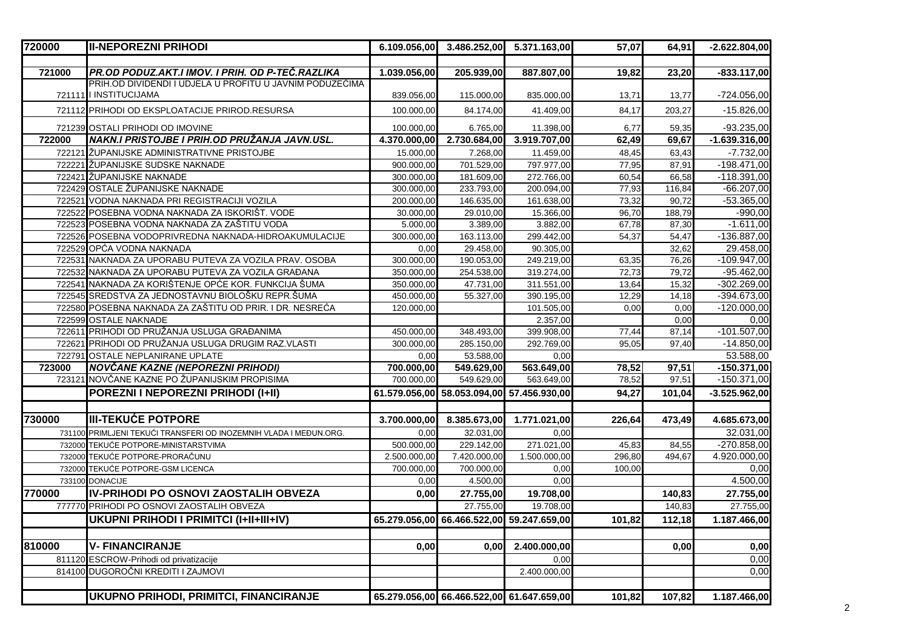| | | | | | | | |
|---|---|---|---|---|---|---|---|
| 720000 | **II-NEPOREZNI PRIHODI** | **6.109.056,00** | **3.486.252,00** | **5.371.163,00** | **57,07** | **64,91** | **-2.622.804,00** |
| | | | | | | | |
| 721000 | ***PR.OD PODUZ.AKT.I IMOV. I PRIH. OD P-TEČ.RAZLIKA*** | **1.039.056,00** | **205.939,00** | **887.807,00** | **19,82** | **23,20** | **-833.117,00** |
| 721111 | PRIH.OD DIVIDENDI I UDJELA U PROFITU U JAVNIM PODUZEĆIMA I INSTITUCIJAMA | 839.056,00 | 115.000,00 | 835.000,00 | 13,71 | 13,77 | -724.056,00 |
| 721112 | PRIHODI OD EKSPLOATACIJE PRIROD.RESURSA | 100.000,00 | 84.174,00 | 41.409,00 | 84,17 | 203,27 | -15.826,00 |
| 721239 | OSTALI PRIHODI OD IMOVINE | 100.000,00 | 6.765,00 | 11.398,00 | 6,77 | 59,35 | -93.235,00 |
| 722000 | ***NAKN.I PRISTOJBE I PRIH.OD PRUŽANJA JAVN.USL.*** | **4.370.000,00** | **2.730.684,00** | **3.919.707,00** | **62,49** | **69,67** | **-1.639.316,00** |
| 722121 | ŽUPANIJSKE ADMINISTRATIVNE PRISTOJBE | 15.000,00 | 7.268,00 | 11.459,00 | 48,45 | 63,43 | -7.732,00 |
| 722221 | ŽUPANIJSKE SUDSKE NAKNADE | 900.000,00 | 701.529,00 | 797.977,00 | 77,95 | 87,91 | -198.471,00 |
| 722421 | ŽUPANIJSKE NAKNADE | 300.000,00 | 181.609,00 | 272.766,00 | 60,54 | 66,58 | -118.391,00 |
| 722429 | OSTALE ŽUPANIJSKE NAKNADE | 300.000,00 | 233.793,00 | 200.094,00 | 77,93 | 116,84 | -66.207,00 |
| 722521 | VODNA NAKNADA PRI REGISTRACIJI VOZILA | 200.000,00 | 146.635,00 | 161.638,00 | 73,32 | 90,72 | -53.365,00 |
| 722522 | POSEBNA VODNA NAKNADA ZA ISKORIŠT. VODE | 30.000,00 | 29.010,00 | 15.366,00 | 96,70 | 188,79 | -990,00 |
| 722523 | POSEBNA VODNA NAKNADA ZA ZAŠTITU VODA | 5.000,00 | 3.389,00 | 3.882,00 | 67,78 | 87,30 | -1.611,00 |
| 722526 | POSEBNA VODOPRIVREDNA NAKNADA-HIDROAKUMULACIJE | 300.000,00 | 163.113,00 | 299.442,00 | 54,37 | 54,47 | -136.887,00 |
| 722529 | OPĆA VODNA NAKNADA | 0,00 | 29.458,00 | 90.305,00 | | 32,62 | 29.458,00 |
| 722531 | NAKNADA ZA UPORABU PUTEVA ZA VOZILA PRAV. OSOBA | 300.000,00 | 190.053,00 | 249.219,00 | 63,35 | 76,26 | -109.947,00 |
| 722532 | NAKNADA ZA UPORABU PUTEVA ZA VOZILA GRAĐANA | 350.000,00 | 254.538,00 | 319.274,00 | 72,73 | 79,72 | -95.462,00 |
| 722541 | NAKNADA ZA KORIŠTENJE OPĆE KOR. FUNKCIJA ŠUMA | 350.000,00 | 47.731,00 | 311.551,00 | 13,64 | 15,32 | -302.269,00 |
| 722545 | SREDSTVA ZA JEDNOSTAVNU BIOLOŠKU REPR.ŠUMA | 450.000,00 | 55.327,00 | 390.195,00 | 12,29 | 14,18 | -394.673,00 |
| 722580 | POSEBNA NAKNADA ZA ZAŠTITU OD PRIR. I DR. NESREĆA | 120.000,00 | | 101.505,00 | 0,00 | 0,00 | -120.000,00 |
| 722599 | OSTALE NAKNADE | | | 2.357,00 | | 0,00 | 0,00 |
| 722611 | PRIHODI OD PRUŽANJA USLUGA GRAĐANIMA | 450.000,00 | 348.493,00 | 399.908,00 | 77,44 | 87,14 | -101.507,00 |
| 722621 | PRIHODI OD PRUŽANJA USLUGA DRUGIM RAZ.VLASTI | 300.000,00 | 285.150,00 | 292.769,00 | 95,05 | 97,40 | -14.850,00 |
| 722791 | OSTALE NEPLANIRANE UPLATE | 0,00 | 53.588,00 | 0,00 | | | 53.588,00 |
| 723000 | ***NOVČANE KAZNE (NEPOREZNI PRIHODI)*** | **700.000,00** | **549.629,00** | **563.649,00** | **78,52** | **97,51** | **-150.371,00** |
| 723121 | NOVČANE KAZNE PO ŽUPANIJSKIM PROPISIMA | 700.000,00 | 549.629,00 | 563.649,00 | 78,52 | 97,51 | -150.371,00 |
| | **POREZNI I NEPOREZNI PRIHODI (I+II)** | **61.579.056,00** | **58.053.094,00** | **57.456.930,00** | **94,27** | **101,04** | **-3.525.962,00** |
| | | | | | | | |
| 730000 | **III-TEKUĆE POTPORE** | **3.700.000,00** | **8.385.673,00** | **1.771.021,00** | **226,64** | **473,49** | **4.685.673,00** |
| 731100 | PRIMLJENI TEKUĆI TRANSFERI OD INOZEMNIH VLADA I MEĐUN.ORG. | 0,00 | 32.031,00 | 0,00 | | | 32.031,00 |
| 732000 | TEKUĆE POTPORE-MINISTARSTVIMA | 500.000,00 | 229.142,00 | 271.021,00 | 45,83 | 84,55 | -270.858,00 |
| 732000 | TEKUĆE POTPORE-PRORAČUNU | 2.500.000,00 | 7.420.000,00 | 1.500.000,00 | 296,80 | 494,67 | 4.920.000,00 |
| 732000 | TEKUĆE POTPORE-GSM LICENCA | 700.000,00 | 700.000,00 | 0,00 | 100,00 | | 0,00 |
| 733100 | DONACIJE | 0,00 | 4.500,00 | 0,00 | | | 4.500,00 |
| 770000 | **IV-PRIHODI PO OSNOVI ZAOSTALIH OBVEZA** | **0,00** | **27.755,00** | **19.708,00** | | **140,83** | **27.755,00** |
| 777770 | PRIHODI PO OSNOVI ZAOSTALIH OBVEZA | | 27.755,00 | 19.708,00 | | 140,83 | 27.755,00 |
| | **UKUPNI PRIHODI I PRIMITCI (I+II+III+IV)** | **65.279.056,00** | **66.466.522,00** | **59.247.659,00** | **101,82** | **112,18** | **1.187.466,00** |
| | | | | | | | |
| 810000 | **V- FINANCIRANJE** | **0,00** | **0,00** | **2.400.000,00** | | **0,00** | **0,00** |
| 811120 | ESCROW-Prihodi od privatizacije | | | 0,00 | | | 0,00 |
| 814100 | DUGOROČNI KREDITI I ZAJMOVI | | | 2.400.000,00 | | | 0,00 |
| | | | | | | | |
| | **UKUPNO PRIHODI, PRIMITCI, FINANCIRANJE** | **65.279.056,00** | **66.466.522,00** | **61.647.659,00** | **101,82** | **107,82** | **1.187.466,00** |